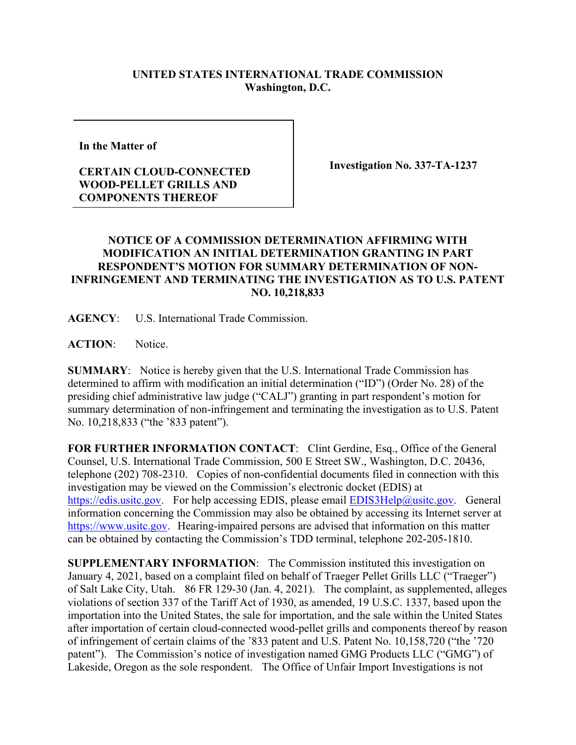**UNITED STATES INTERNATIONAL TRADE COMMISSION**
**Washington, D.C.**

| In the Matter of<br><br>**CERTAIN CLOUD-CONNECTED WOOD-PELLET GRILLS AND COMPONENTS THEREOF** | **Investigation No. 337-TA-1237** |
|---|---|

## NOTICE OF A COMMISSION DETERMINATION AFFIRMING WITH MODIFICATION AN INITIAL DETERMINATION GRANTING IN PART RESPONDENT'S MOTION FOR SUMMARY DETERMINATION OF NON-INFRINGEMENT AND TERMINATING THE INVESTIGATION AS TO U.S. PATENT NO. 10,218,833

**AGENCY**: U.S. International Trade Commission.

**ACTION**: Notice.

**SUMMARY**: Notice is hereby given that the U.S. International Trade Commission has determined to affirm with modification an initial determination ("ID") (Order No. 28) of the presiding chief administrative law judge ("CALJ") granting in part respondent's motion for summary determination of non-infringement and terminating the investigation as to U.S. Patent No. 10,218,833 ("the '833 patent").

**FOR FURTHER INFORMATION CONTACT**: Clint Gerdine, Esq., Office of the General Counsel, U.S. International Trade Commission, 500 E Street SW., Washington, D.C. 20436, telephone (202) 708-2310. Copies of non-confidential documents filed in connection with this investigation may be viewed on the Commission's electronic docket (EDIS) at https://edis.usitc.gov. For help accessing EDIS, please email EDIS3Help@usitc.gov. General information concerning the Commission may also be obtained by accessing its Internet server at https://www.usitc.gov. Hearing-impaired persons are advised that information on this matter can be obtained by contacting the Commission's TDD terminal, telephone 202-205-1810.

**SUPPLEMENTARY INFORMATION**: The Commission instituted this investigation on January 4, 2021, based on a complaint filed on behalf of Traeger Pellet Grills LLC ("Traeger") of Salt Lake City, Utah. 86 FR 129-30 (Jan. 4, 2021). The complaint, as supplemented, alleges violations of section 337 of the Tariff Act of 1930, as amended, 19 U.S.C. 1337, based upon the importation into the United States, the sale for importation, and the sale within the United States after importation of certain cloud-connected wood-pellet grills and components thereof by reason of infringement of certain claims of the '833 patent and U.S. Patent No. 10,158,720 ("the '720 patent"). The Commission's notice of investigation named GMG Products LLC ("GMG") of Lakeside, Oregon as the sole respondent. The Office of Unfair Import Investigations is not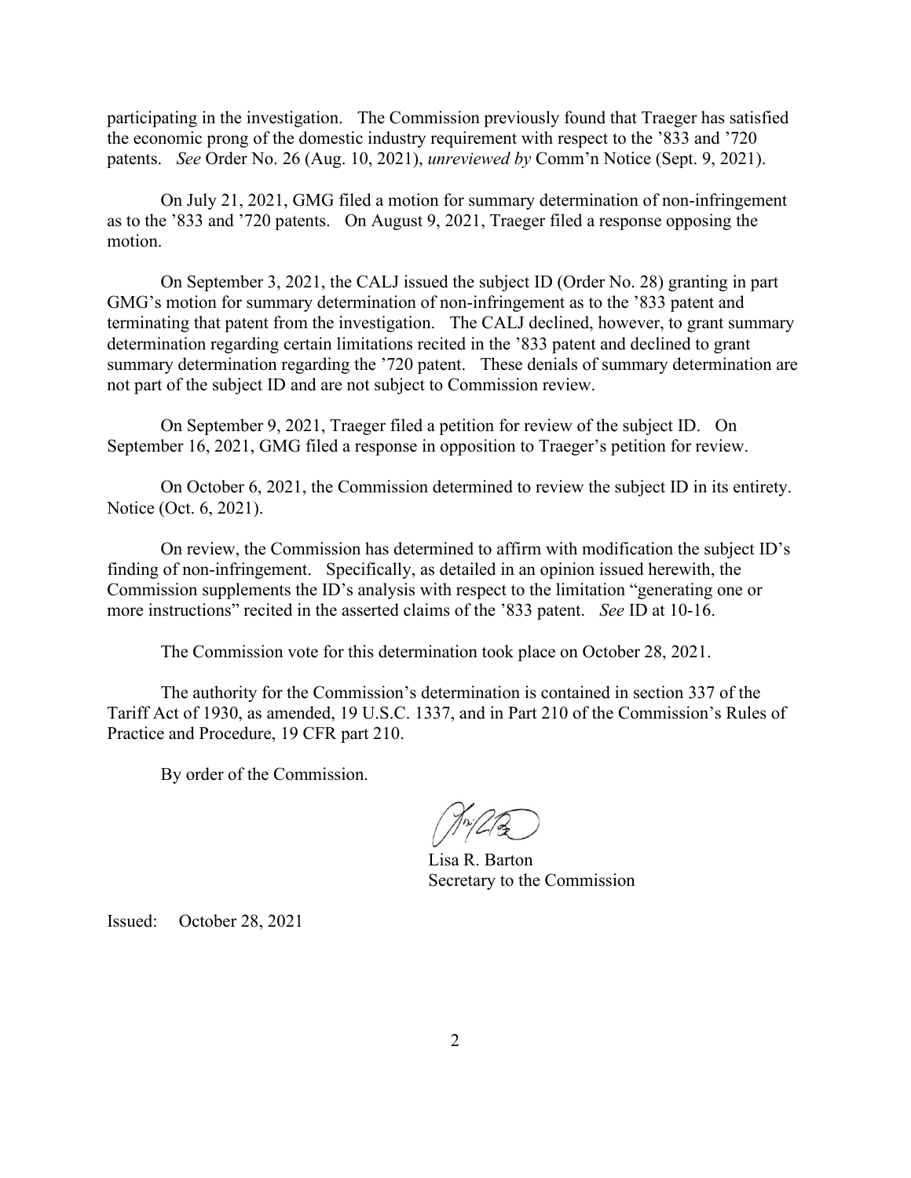participating in the investigation. The Commission previously found that Traeger has satisfied the economic prong of the domestic industry requirement with respect to the '833 and '720 patents. *See* Order No. 26 (Aug. 10, 2021), *unreviewed by* Comm'n Notice (Sept. 9, 2021).

On July 21, 2021, GMG filed a motion for summary determination of non-infringement as to the '833 and '720 patents. On August 9, 2021, Traeger filed a response opposing the motion.

On September 3, 2021, the CALJ issued the subject ID (Order No. 28) granting in part GMG's motion for summary determination of non-infringement as to the '833 patent and terminating that patent from the investigation. The CALJ declined, however, to grant summary determination regarding certain limitations recited in the '833 patent and declined to grant summary determination regarding the '720 patent. These denials of summary determination are not part of the subject ID and are not subject to Commission review.

On September 9, 2021, Traeger filed a petition for review of the subject ID. On September 16, 2021, GMG filed a response in opposition to Traeger's petition for review.

On October 6, 2021, the Commission determined to review the subject ID in its entirety. Notice (Oct. 6, 2021).

On review, the Commission has determined to affirm with modification the subject ID's finding of non-infringement. Specifically, as detailed in an opinion issued herewith, the Commission supplements the ID's analysis with respect to the limitation "generating one or more instructions" recited in the asserted claims of the '833 patent. *See* ID at 10-16.

The Commission vote for this determination took place on October 28, 2021.

The authority for the Commission's determination is contained in section 337 of the Tariff Act of 1930, as amended, 19 U.S.C. 1337, and in Part 210 of the Commission's Rules of Practice and Procedure, 19 CFR part 210.

By order of the Commission.

Lisa R. Barton
Secretary to the Commission

Issued: October 28, 2021